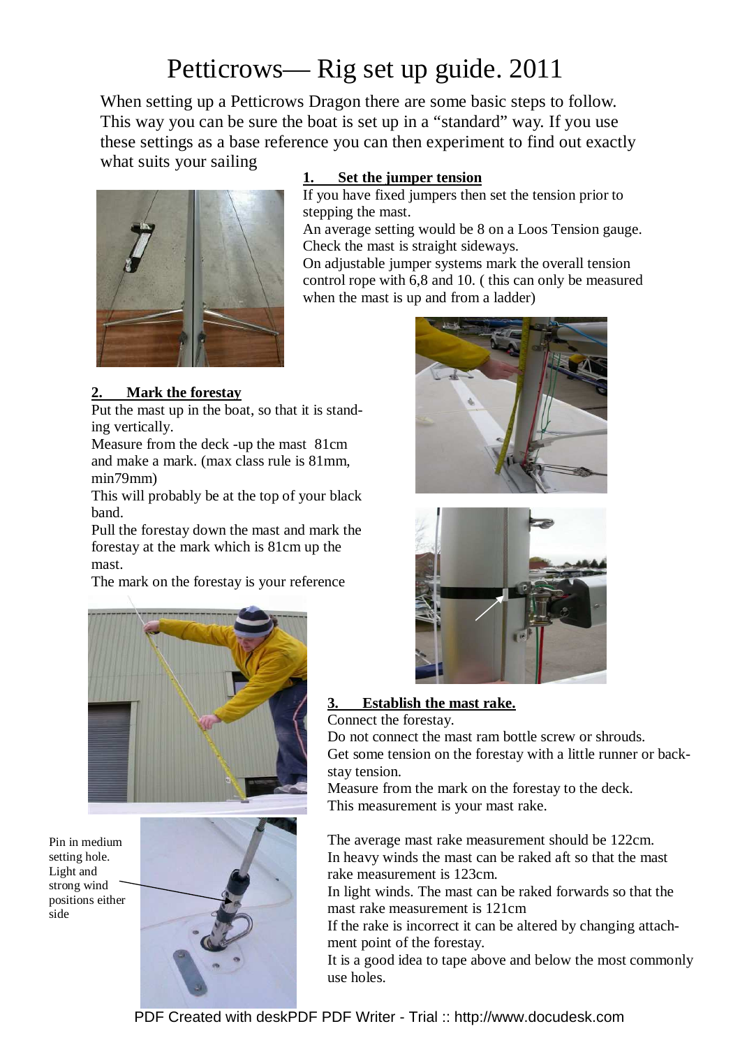# Petticrows— Rig set up guide. 2011

When setting up a Petticrows Dragon there are some basic steps to follow. This way you can be sure the boat is set up in a "standard" way. If you use these settings as a base reference you can then experiment to find out exactly what suits your sailing

## 1. Set the jumper tension

If you have fixed jumpers then set the tension prior to stepping the mast.

An average setting would be 8 on a Loos Tension gauge.

Check the mast is straight sideways.

On adjustable jumper systems mark the overall tension control rope with 6,8 and 10. ( this can only be measured when the mast is up and from a ladder)

## 2. Mark the forestay

Put the mast up in the boat, so that it is standing vertically.

Measure from the deck -up the mast 81cm and make a mark. (max class rule is 81mm, min79mm)

This will probably be at the top of your black band.

Pull the forestay down the mast and mark the forestay at the mark which is 81cm up the mast.

The mark on the forestay is your reference

## 3. Establish the mast rake.

Connect the forestay.

Do not connect the mast ram bottle screw or shrouds.

Get some tension on the forestay with a little runner or backstay tension.

Measure from the mark on the forestay to the deck.

This measurement is your mast rake.

The average mast rake measurement should be 122cm.

In heavy winds the mast can be raked aft so that the mast rake measurement is 123cm.

In light winds. The mast can be raked forwards so that the mast rake measurement is 121cm

If the rake is incorrect it can be altered by changing attachment point of the forestay.

It is a good idea to tape above and below the most commonly use holes.

Pin in medium setting hole. Light and strong wind positions either side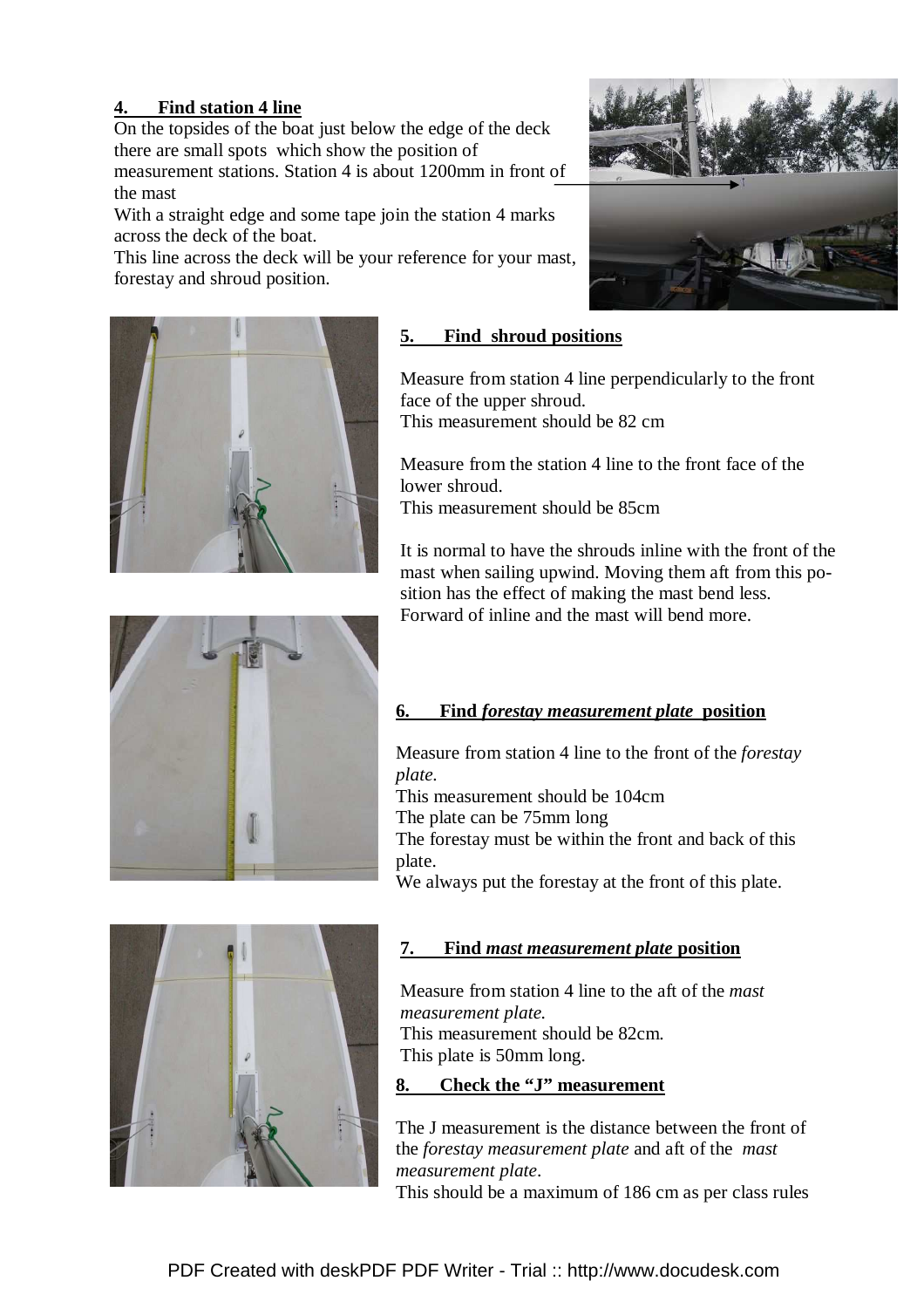## 4. Find station 4 line

On the topsides of the boat just below the edge of the deck there are small spots which show the position of measurement stations. Station 4 is about 1200mm in front of the mast

With a straight edge and some tape join the station 4 marks across the deck of the boat.

This line across the deck will be your reference for your mast, forestay and shroud position.

## 5. Find shroud positions

Measure from station 4 line perpendicularly to the front face of the upper shroud.

This measurement should be 82 cm

Measure from the station 4 line to the front face of the lower shroud.

This measurement should be 85cm

It is normal to have the shrouds inline with the front of the mast when sailing upwind. Moving them aft from this position has the effect of making the mast bend less. Forward of inline and the mast will bend more.

## 6. Find *forestay measurement plate* position

Measure from station 4 line to the front of the *forestay plate.*

This measurement should be 104cm

The plate can be 75mm long

The forestay must be within the front and back of this plate.

We always put the forestay at the front of this plate.

## 7. Find *mast measurement plate* position

Measure from station 4 line to the aft of the *mast measurement plate.*

This measurement should be 82cm.

This plate is 50mm long.

## 8. Check the "J" measurement

The J measurement is the distance between the front of the *forestay measurement plate* and aft of the *mast measurement plate*.

This should be a maximum of 186 cm as per class rules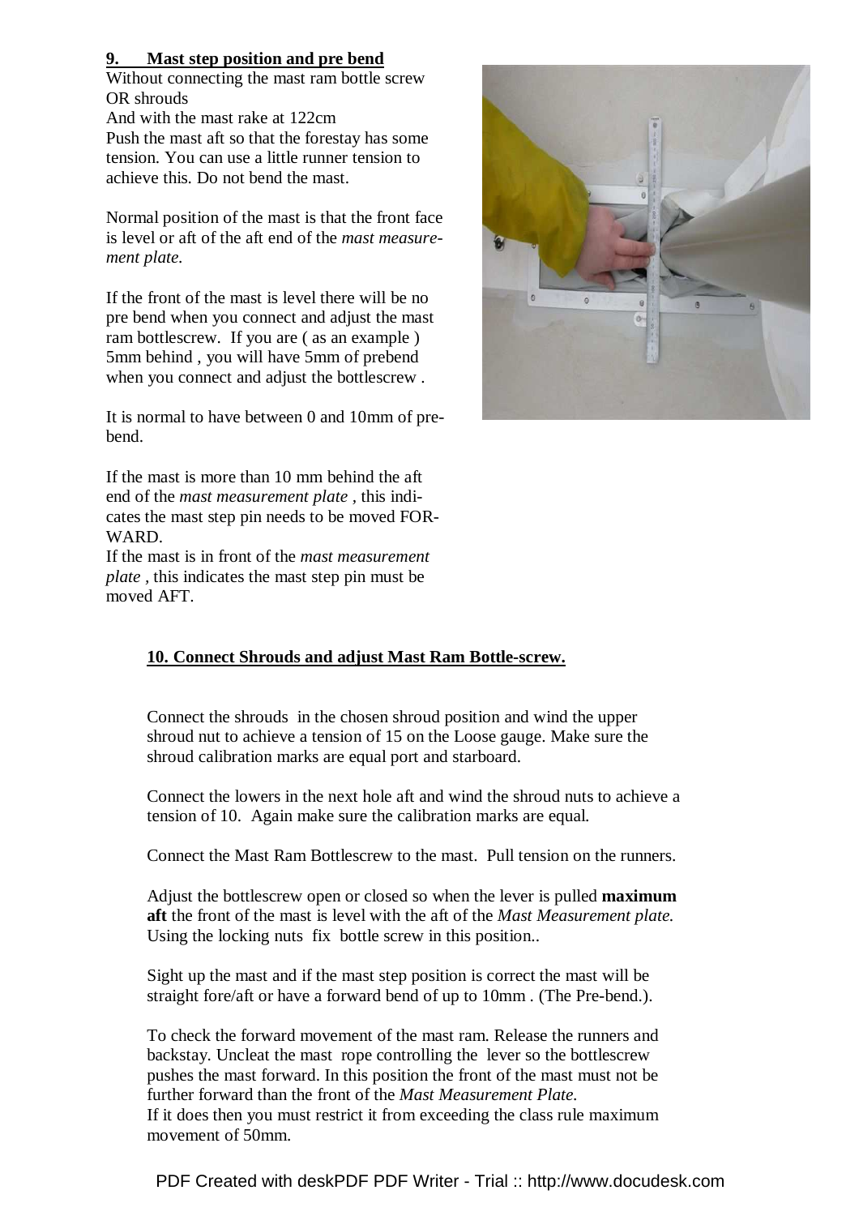## 9. Mast step position and pre bend

Without connecting the mast ram bottle screw OR shrouds

And with the mast rake at 122cm

Push the mast aft so that the forestay has some tension. You can use a little runner tension to achieve this. Do not bend the mast.

Normal position of the mast is that the front face is level or aft of the aft end of the *mast measurement plate.*

If the front of the mast is level there will be no pre bend when you connect and adjust the mast ram bottlescrew. If you are ( as an example ) 5mm behind , you will have 5mm of prebend when you connect and adjust the bottlescrew .

It is normal to have between 0 and 10mm of prebend.

If the mast is more than 10 mm behind the aft end of the *mast measurement plate* , this indicates the mast step pin needs to be moved FORWARD.

If the mast is in front of the *mast measurement plate* , this indicates the mast step pin must be moved AFT.

## 10. Connect Shrouds and adjust Mast Ram Bottle-screw.

Connect the shrouds in the chosen shroud position and wind the upper shroud nut to achieve a tension of 15 on the Loose gauge. Make sure the shroud calibration marks are equal port and starboard.

Connect the lowers in the next hole aft and wind the shroud nuts to achieve a tension of 10. Again make sure the calibration marks are equal.

Connect the Mast Ram Bottlescrew to the mast. Pull tension on the runners.

Adjust the bottlescrew open or closed so when the lever is pulled **maximum aft** the front of the mast is level with the aft of the *Mast Measurement plate.* Using the locking nuts fix bottle screw in this position..

Sight up the mast and if the mast step position is correct the mast will be straight fore/aft or have a forward bend of up to 10mm . (The Pre-bend.).

To check the forward movement of the mast ram. Release the runners and backstay. Uncleat the mast rope controlling the lever so the bottlescrew pushes the mast forward. In this position the front of the mast must not be further forward than the front of the *Mast Measurement Plate.*

If it does then you must restrict it from exceeding the class rule maximum movement of 50mm.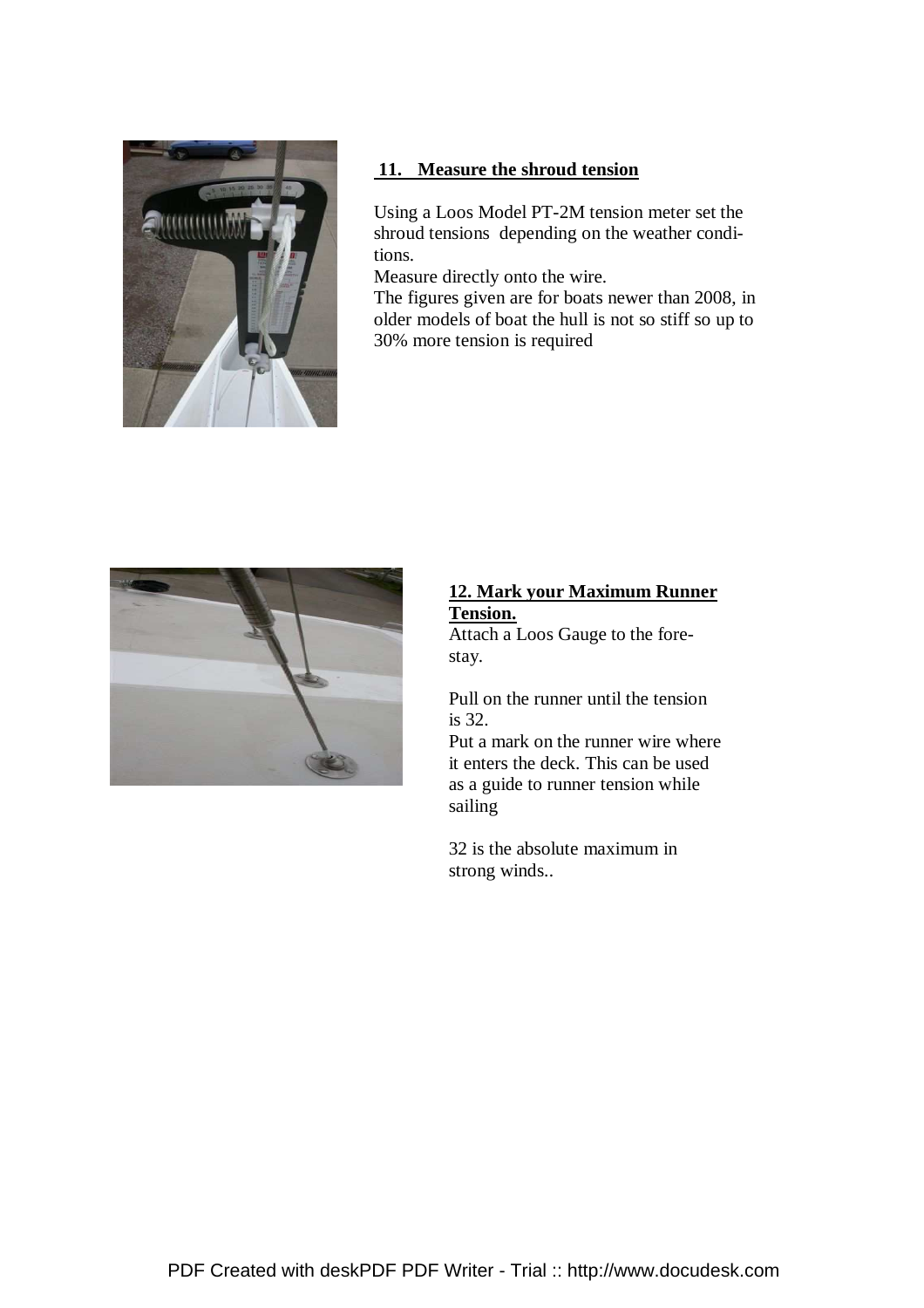### 11. Measure the shroud tension

Using a Loos Model PT-2M tension meter set the shroud tensions depending on the weather conditions.

Measure directly onto the wire.

The figures given are for boats newer than 2008, in older models of boat the hull is not so stiff so up to 30% more tension is required

### 12. Mark your Maximum Runner Tension.

Attach a Loos Gauge to the forestay.

Pull on the runner until the tension is 32.

Put a mark on the runner wire where it enters the deck. This can be used as a guide to runner tension while sailing

32 is the absolute maximum in strong winds..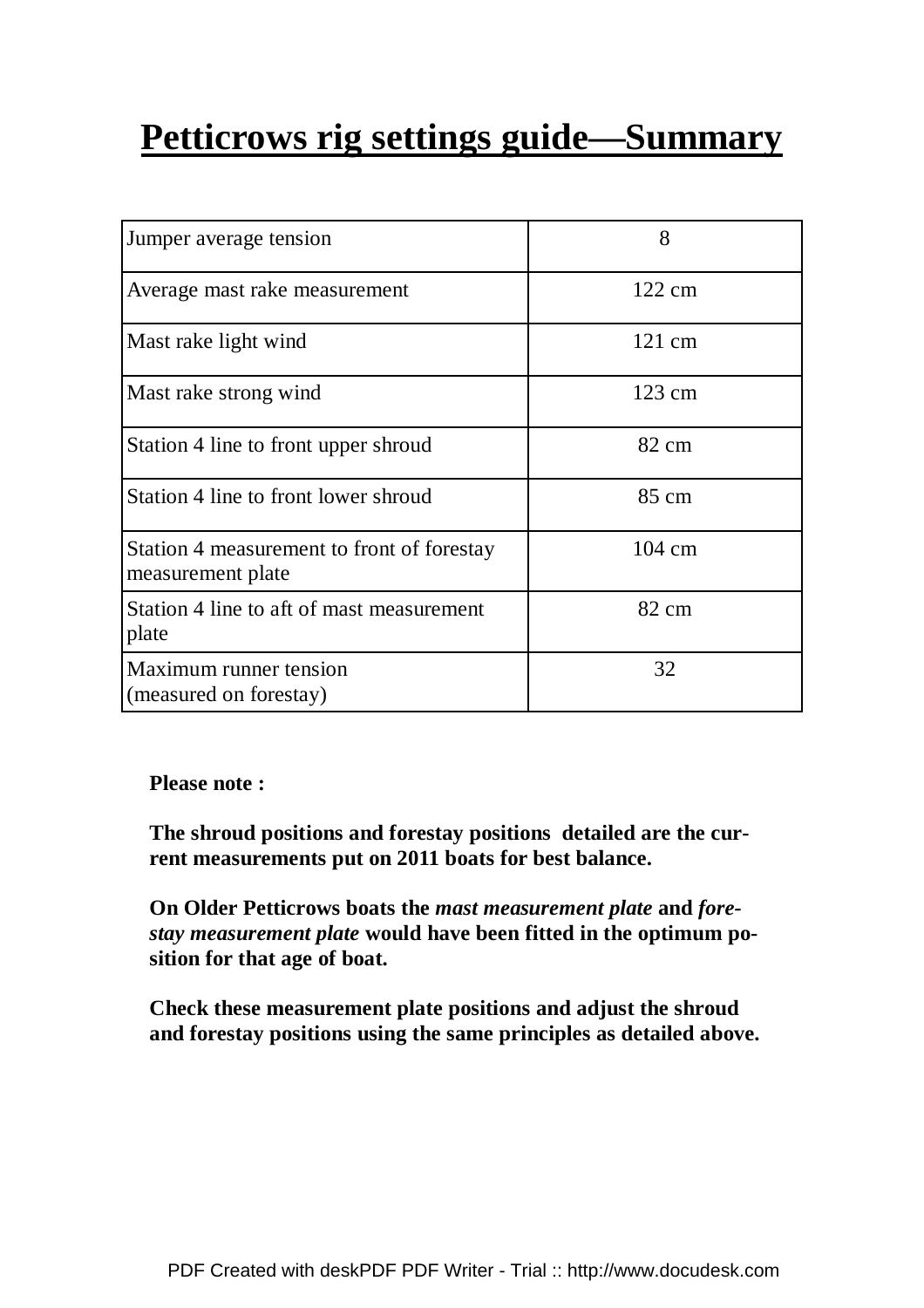# Petticrows rig settings guide—Summary

| | |
|---|---|
| Jumper average tension | 8 |
| Average mast rake measurement | 122 cm |
| Mast rake light wind | 121 cm |
| Mast rake strong wind | 123 cm |
| Station 4 line to front upper shroud | 82 cm |
| Station 4 line to front lower shroud | 85 cm |
| Station 4 measurement to front of forestay measurement plate | 104 cm |
| Station 4 line to aft of mast measurement plate | 82 cm |
| Maximum runner tension (measured on forestay) | 32 |

**Please note :**

**The shroud positions and forestay positions detailed are the current measurements put on 2011 boats for best balance.**

**On Older Petticrows boats the *mast measurement plate* and *forestay measurement plate* would have been fitted in the optimum position for that age of boat.**

**Check these measurement plate positions and adjust the shroud and forestay positions using the same principles as detailed above.**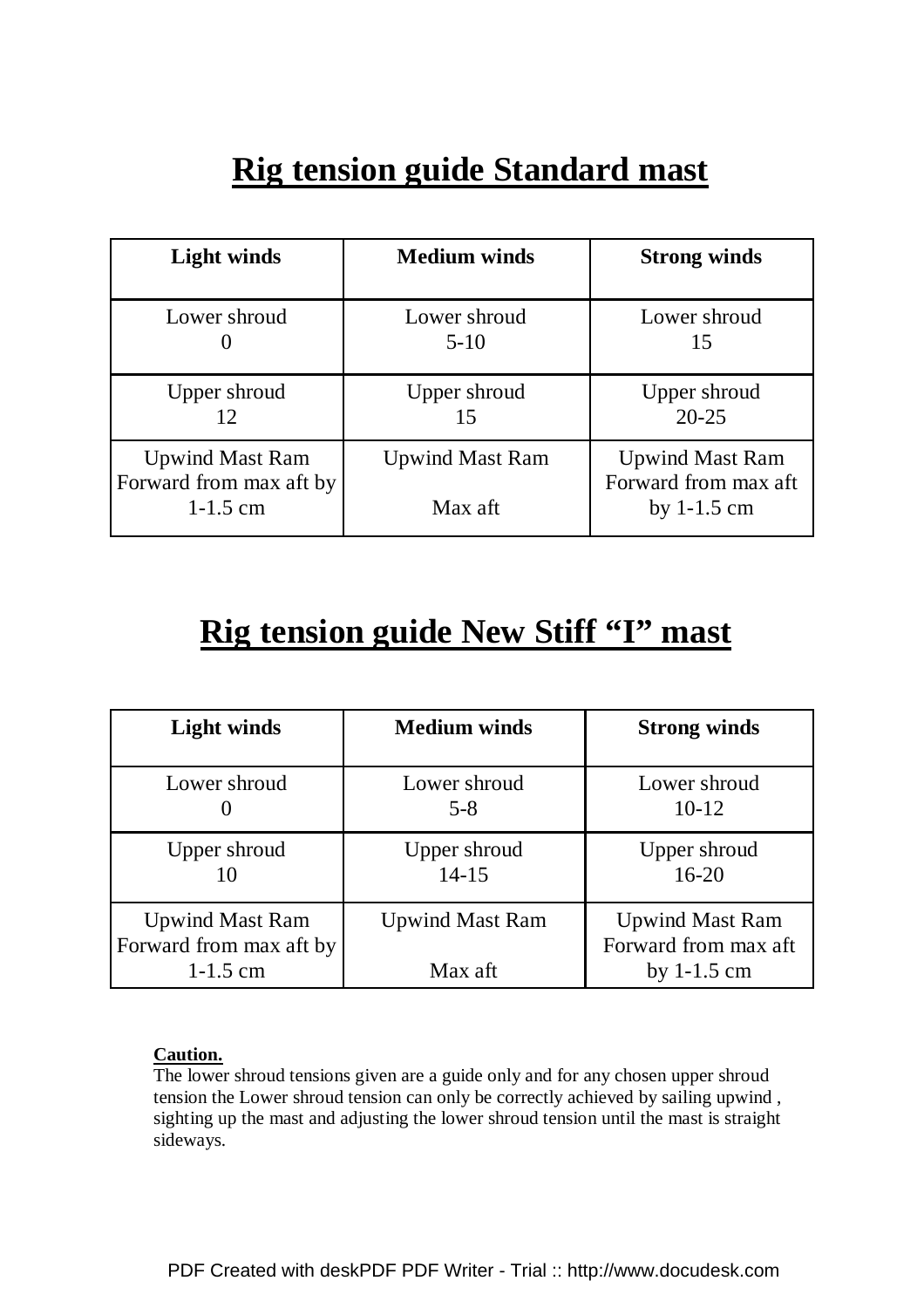# Rig tension guide Standard mast

| Light winds | Medium winds | Strong winds |
| --- | --- | --- |
| Lower shroud 0 | Lower shroud 5-10 | Lower shroud 15 |
| Upper shroud 12 | Upper shroud 15 | Upper shroud 20-25 |
| Upwind Mast Ram Forward from max aft by 1-1.5 cm | Upwind Mast Ram Max aft | Upwind Mast Ram Forward from max aft by 1-1.5 cm |

# Rig tension guide New Stiff “I” mast

| Light winds | Medium winds | Strong winds |
| --- | --- | --- |
| Lower shroud 0 | Lower shroud 5-8 | Lower shroud 10-12 |
| Upper shroud 10 | Upper shroud 14-15 | Upper shroud 16-20 |
| Upwind Mast Ram Forward from max aft by 1-1.5 cm | Upwind Mast Ram Max aft | Upwind Mast Ram Forward from max aft by 1-1.5 cm |

**Caution.**
The lower shroud tensions given are a guide only and for any chosen upper shroud tension the Lower shroud tension can only be correctly achieved by sailing upwind , sighting up the mast and adjusting the lower shroud tension until the mast is straight sideways.